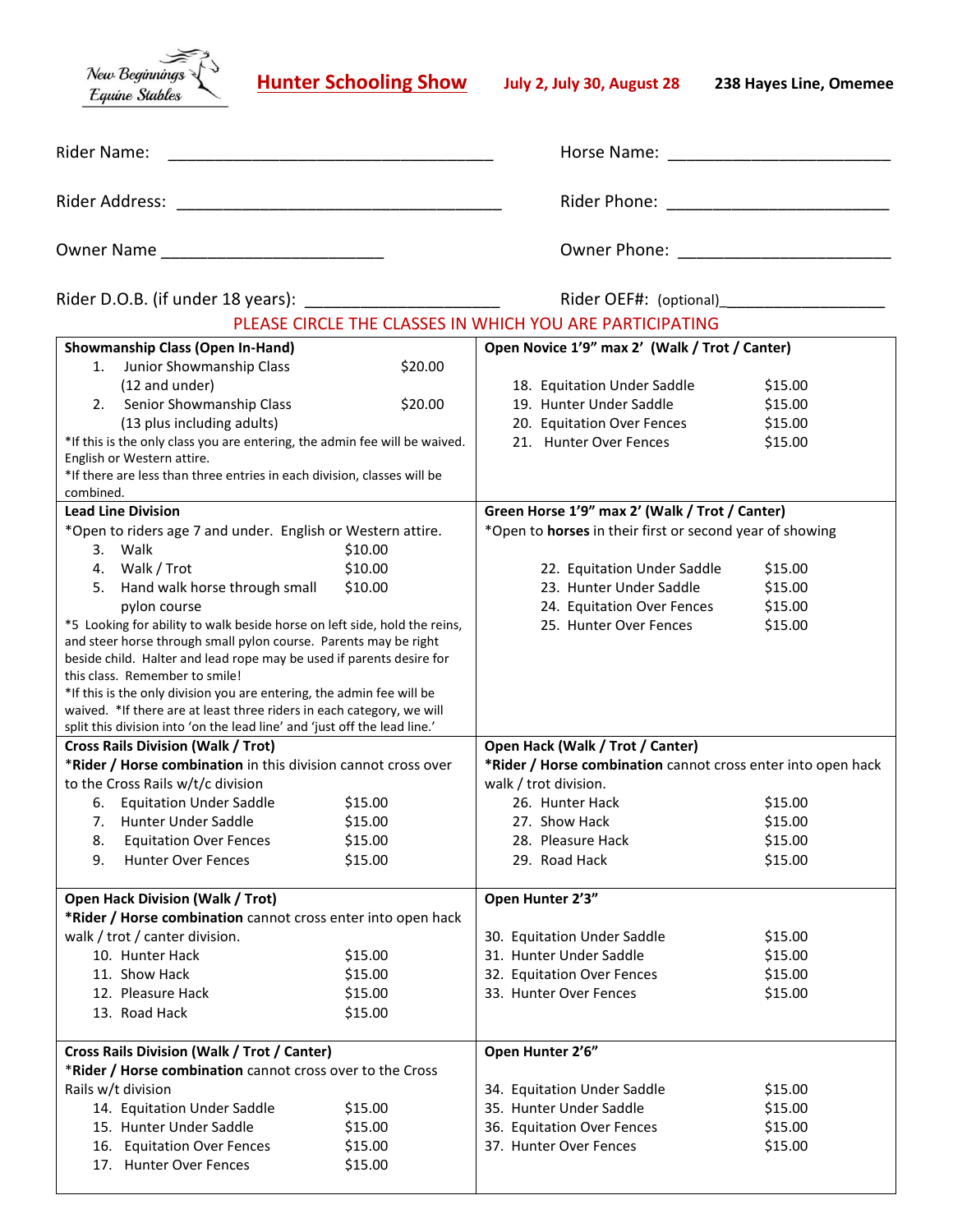New Beginnings Equine Stables

# Hunter Schooling Show

**July 2, July 30, August 28** **238 Hayes Line, Omemee**

Rider Name: ______________________________ Horse Name: ______________________

Rider Address: ______________________________ Rider Phone: ______________________

Owner Name ______________________ Owner Phone: ______________________

Rider D.O.B. (if under 18 years): ____________________ Rider OEF#: (optional)________________

PLEASE CIRCLE THE CLASSES IN WHICH YOU ARE PARTICIPATING

**Showmanship Class (Open In-Hand)**

1. Junior Showmanship Class (12 and under) — $20.00
2. Senior Showmanship Class (13 plus including adults) — $20.00

*If this is the only class you are entering, the admin fee will be waived. English or Western attire.
*If there are less than three entries in each division, classes will be combined.

**Open Novice 1'9" max 2' (Walk / Trot / Canter)**

18. Equitation Under Saddle — $15.00
19. Hunter Under Saddle — $15.00
20. Equitation Over Fences — $15.00
21. Hunter Over Fences — $15.00

**Lead Line Division**

*Open to riders age 7 and under. English or Western attire.

3. Walk — $10.00
4. Walk / Trot — $10.00
5. Hand walk horse through small pylon course — $10.00

*5 Looking for ability to walk beside horse on left side, hold the reins, and steer horse through small pylon course. Parents may be right beside child. Halter and lead rope may be used if parents desire for this class. Remember to smile!
*If this is the only division you are entering, the admin fee will be waived. *If there are at least three riders in each category, we will split this division into 'on the lead line' and 'just off the lead line.'

**Green Horse 1'9" max 2' (Walk / Trot / Canter)**

*Open to **horses** in their first or second year of showing

22. Equitation Under Saddle — $15.00
23. Hunter Under Saddle — $15.00
24. Equitation Over Fences — $15.00
25. Hunter Over Fences — $15.00

**Cross Rails Division (Walk / Trot)**

***Rider / Horse combination** in this division cannot cross over to the Cross Rails w/t/c division

6. Equitation Under Saddle — $15.00
7. Hunter Under Saddle — $15.00
8. Equitation Over Fences — $15.00
9. Hunter Over Fences — $15.00

**Open Hack (Walk / Trot / Canter)**

***Rider / Horse combination** cannot cross enter into open hack walk / trot division.

26. Hunter Hack — $15.00
27. Show Hack — $15.00
28. Pleasure Hack — $15.00
29. Road Hack — $15.00

**Open Hack Division (Walk / Trot)**

***Rider / Horse combination** cannot cross enter into open hack walk / trot / canter division.

10. Hunter Hack — $15.00
11. Show Hack — $15.00
12. Pleasure Hack — $15.00
13. Road Hack — $15.00

**Open Hunter 2'3"**

30. Equitation Under Saddle — $15.00
31. Hunter Under Saddle — $15.00
32. Equitation Over Fences — $15.00
33. Hunter Over Fences — $15.00

**Cross Rails Division (Walk / Trot / Canter)**

***Rider / Horse combination** cannot cross over to the Cross Rails w/t division

14. Equitation Under Saddle — $15.00
15. Hunter Under Saddle — $15.00
16. Equitation Over Fences — $15.00
17. Hunter Over Fences — $15.00

**Open Hunter 2'6"**

34. Equitation Under Saddle — $15.00
35. Hunter Under Saddle — $15.00
36. Equitation Over Fences — $15.00
37. Hunter Over Fences — $15.00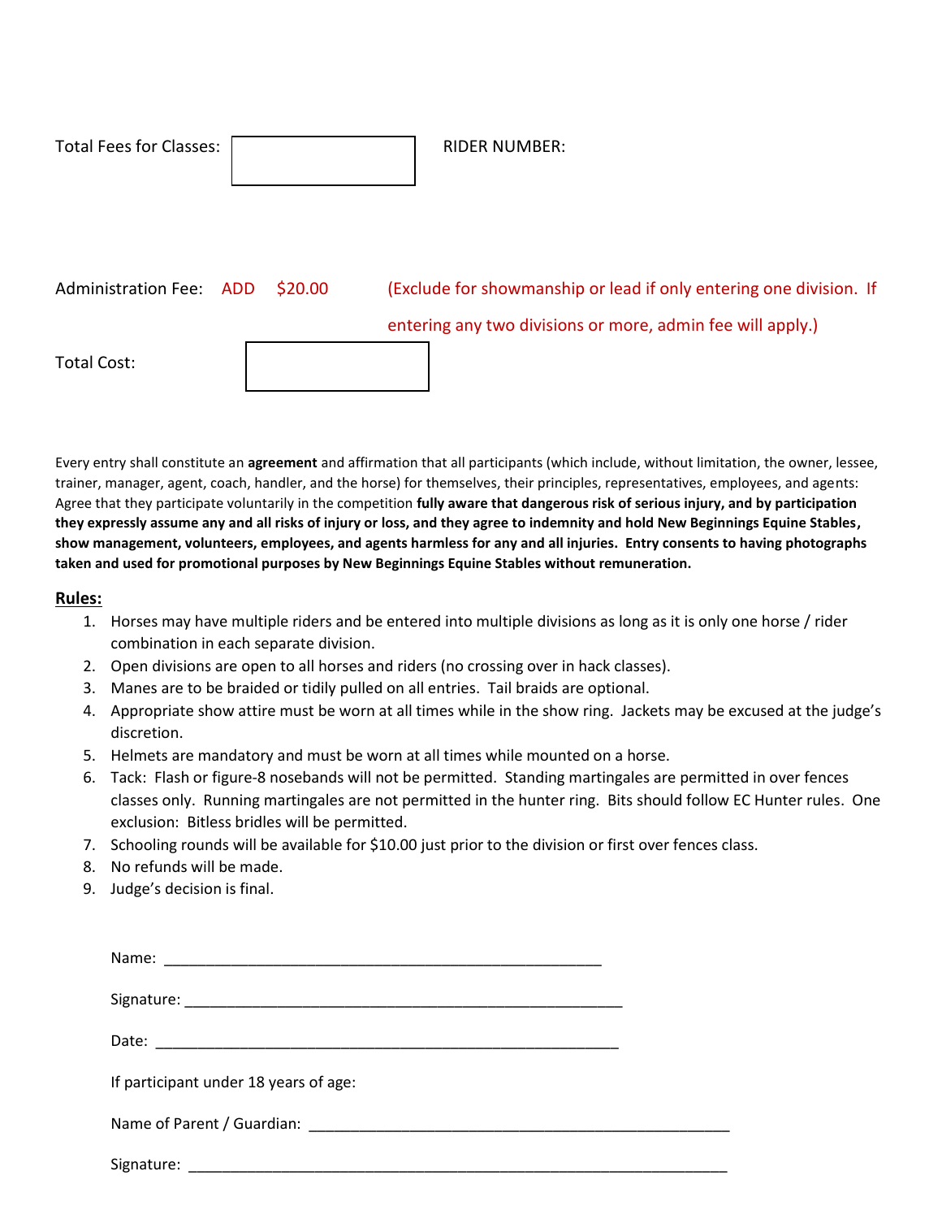Total Fees for Classes: ______________ RIDER NUMBER:

Administration Fee: ADD $20.00 (Exclude for showmanship or lead if only entering one division. If entering any two divisions or more, admin fee will apply.)

Total Cost: ______________

Every entry shall constitute an **agreement** and affirmation that all participants (which include, without limitation, the owner, lessee, trainer, manager, agent, coach, handler, and the horse) for themselves, their principles, representatives, employees, and agents: Agree that they participate voluntarily in the competition **fully aware that dangerous risk of serious injury, and by participation they expressly assume any and all risks of injury or loss, and they agree to indemnity and hold New Beginnings Equine Stables, show management, volunteers, employees, and agents harmless for any and all injuries. Entry consents to having photographs taken and used for promotional purposes by New Beginnings Equine Stables without remuneration.**

**Rules:**

1. Horses may have multiple riders and be entered into multiple divisions as long as it is only one horse / rider combination in each separate division.
2. Open divisions are open to all horses and riders (no crossing over in hack classes).
3. Manes are to be braided or tidily pulled on all entries. Tail braids are optional.
4. Appropriate show attire must be worn at all times while in the show ring. Jackets may be excused at the judge's discretion.
5. Helmets are mandatory and must be worn at all times while mounted on a horse.
6. Tack: Flash or figure-8 nosebands will not be permitted. Standing martingales are permitted in over fences classes only. Running martingales are not permitted in the hunter ring. Bits should follow EC Hunter rules. One exclusion: Bitless bridles will be permitted.
7. Schooling rounds will be available for $10.00 just prior to the division or first over fences class.
8. No refunds will be made.
9. Judge's decision is final.

Name: ______________________________________________________

Signature: __________________________________________________

Date: ______________________________________________________

If participant under 18 years of age:

Name of Parent / Guardian: _____________________________________________

Signature: _________________________________________________________